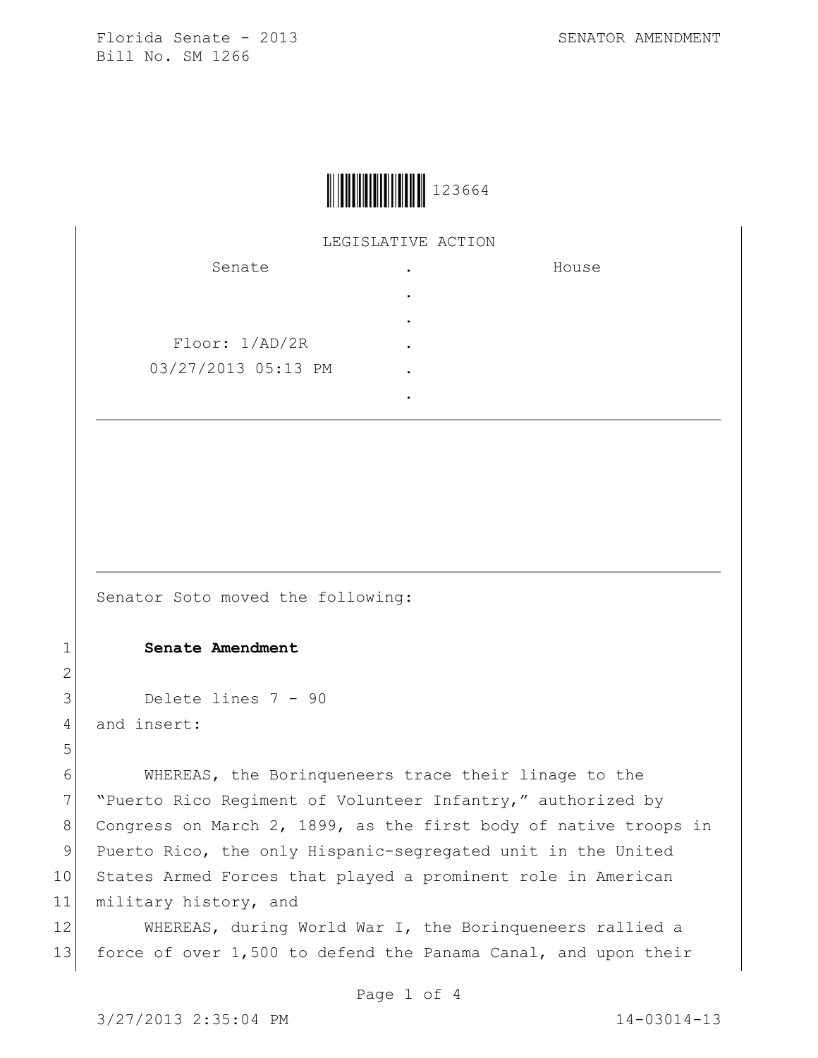Florida Senate - 2013
Bill No. SM 1266

SENATOR AMENDMENT

123664

LEGISLATIVE ACTION

| Senate | . | House |
|---|---|---|
| | . | |
| | . | |
| Floor: 1/AD/2R | . | |
| 03/27/2013 05:13 PM | . | |
| | . | |

Senator Soto moved the following:

1 **Senate Amendment**
2
3 Delete lines 7 - 90
4 and insert:
5
6 WHEREAS, the Borinqueneers trace their linage to the
7 "Puerto Rico Regiment of Volunteer Infantry," authorized by
8 Congress on March 2, 1899, as the first body of native troops in
9 Puerto Rico, the only Hispanic-segregated unit in the United
10 States Armed Forces that played a prominent role in American
11 military history, and
12 WHEREAS, during World War I, the Borinqueneers rallied a
13 force of over 1,500 to defend the Panama Canal, and upon their

3/27/2013 2:35:04 PM 14-03014-13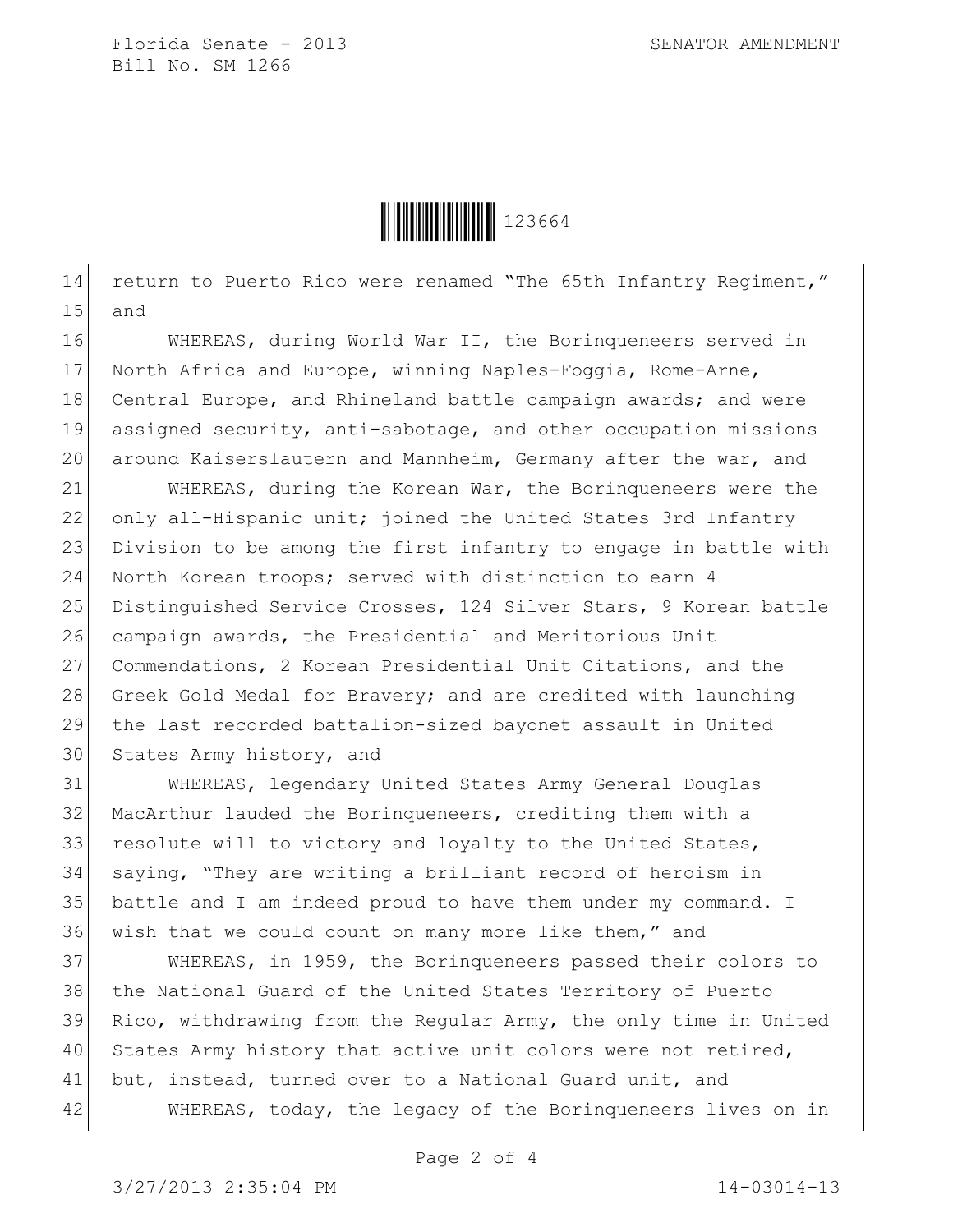return to Puerto Rico were renamed "The 65th Infantry Regiment," and

WHEREAS, during World War II, the Borinqueneers served in North Africa and Europe, winning Naples-Foggia, Rome-Arne, Central Europe, and Rhineland battle campaign awards; and were assigned security, anti-sabotage, and other occupation missions around Kaiserslautern and Mannheim, Germany after the war, and

WHEREAS, during the Korean War, the Borinqueneers were the only all-Hispanic unit; joined the United States 3rd Infantry Division to be among the first infantry to engage in battle with North Korean troops; served with distinction to earn 4 Distinguished Service Crosses, 124 Silver Stars, 9 Korean battle campaign awards, the Presidential and Meritorious Unit Commendations, 2 Korean Presidential Unit Citations, and the Greek Gold Medal for Bravery; and are credited with launching the last recorded battalion-sized bayonet assault in United States Army history, and

WHEREAS, legendary United States Army General Douglas MacArthur lauded the Borinqueneers, crediting them with a resolute will to victory and loyalty to the United States, saying, "They are writing a brilliant record of heroism in battle and I am indeed proud to have them under my command. I wish that we could count on many more like them," and

WHEREAS, in 1959, the Borinqueneers passed their colors to the National Guard of the United States Territory of Puerto Rico, withdrawing from the Regular Army, the only time in United States Army history that active unit colors were not retired, but, instead, turned over to a National Guard unit, and

WHEREAS, today, the legacy of the Borinqueneers lives on in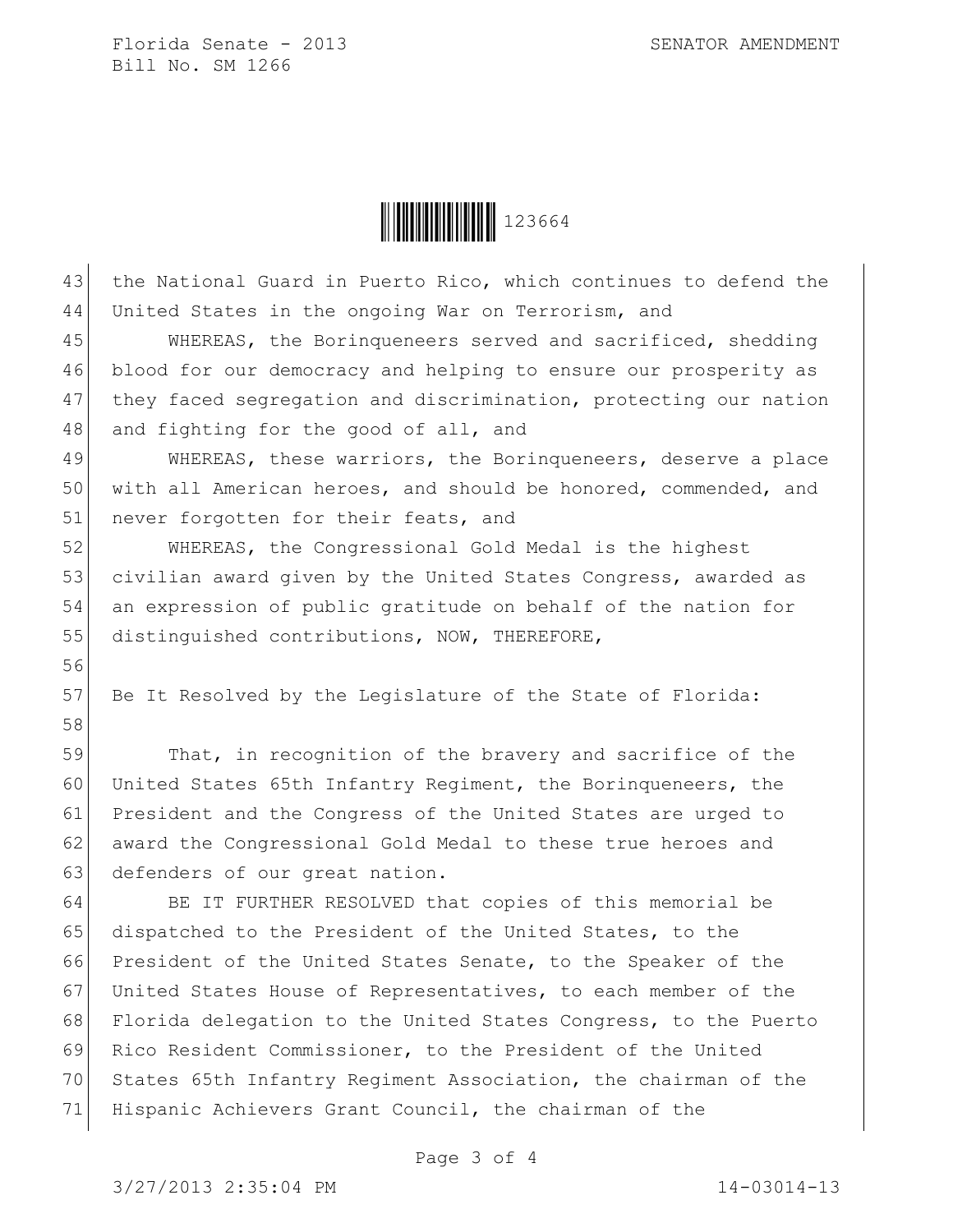the National Guard in Puerto Rico, which continues to defend the United States in the ongoing War on Terrorism, and

WHEREAS, the Borinqueneers served and sacrificed, shedding blood for our democracy and helping to ensure our prosperity as they faced segregation and discrimination, protecting our nation and fighting for the good of all, and

WHEREAS, these warriors, the Borinqueneers, deserve a place with all American heroes, and should be honored, commended, and never forgotten for their feats, and

WHEREAS, the Congressional Gold Medal is the highest civilian award given by the United States Congress, awarded as an expression of public gratitude on behalf of the nation for distinguished contributions, NOW, THEREFORE,

Be It Resolved by the Legislature of the State of Florida:

That, in recognition of the bravery and sacrifice of the United States 65th Infantry Regiment, the Borinqueneers, the President and the Congress of the United States are urged to award the Congressional Gold Medal to these true heroes and defenders of our great nation.

BE IT FURTHER RESOLVED that copies of this memorial be dispatched to the President of the United States, to the President of the United States Senate, to the Speaker of the United States House of Representatives, to each member of the Florida delegation to the United States Congress, to the Puerto Rico Resident Commissioner, to the President of the United States 65th Infantry Regiment Association, the chairman of the Hispanic Achievers Grant Council, the chairman of the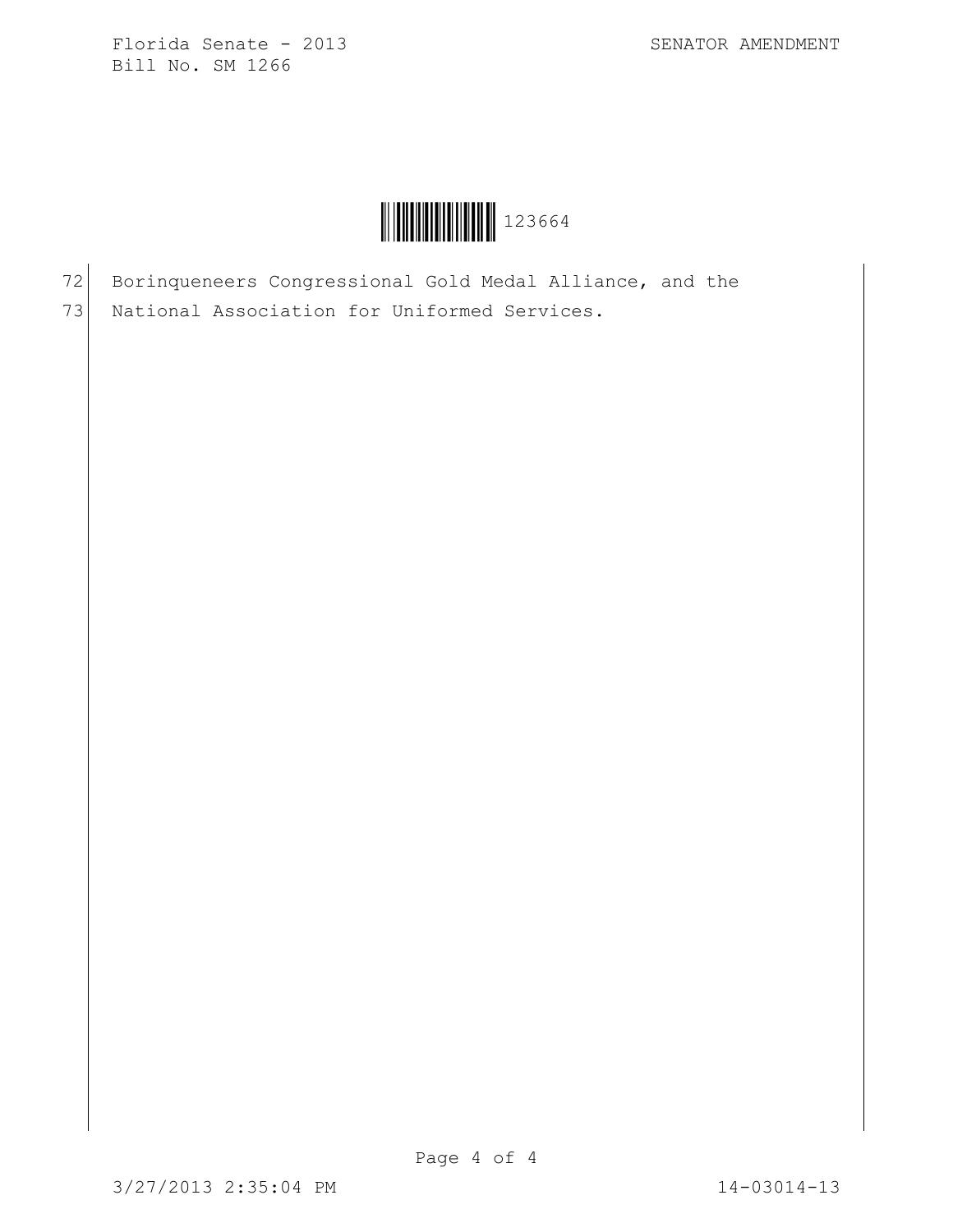72 Borinqueneers Congressional Gold Medal Alliance, and the
73 National Association for Uniformed Services.